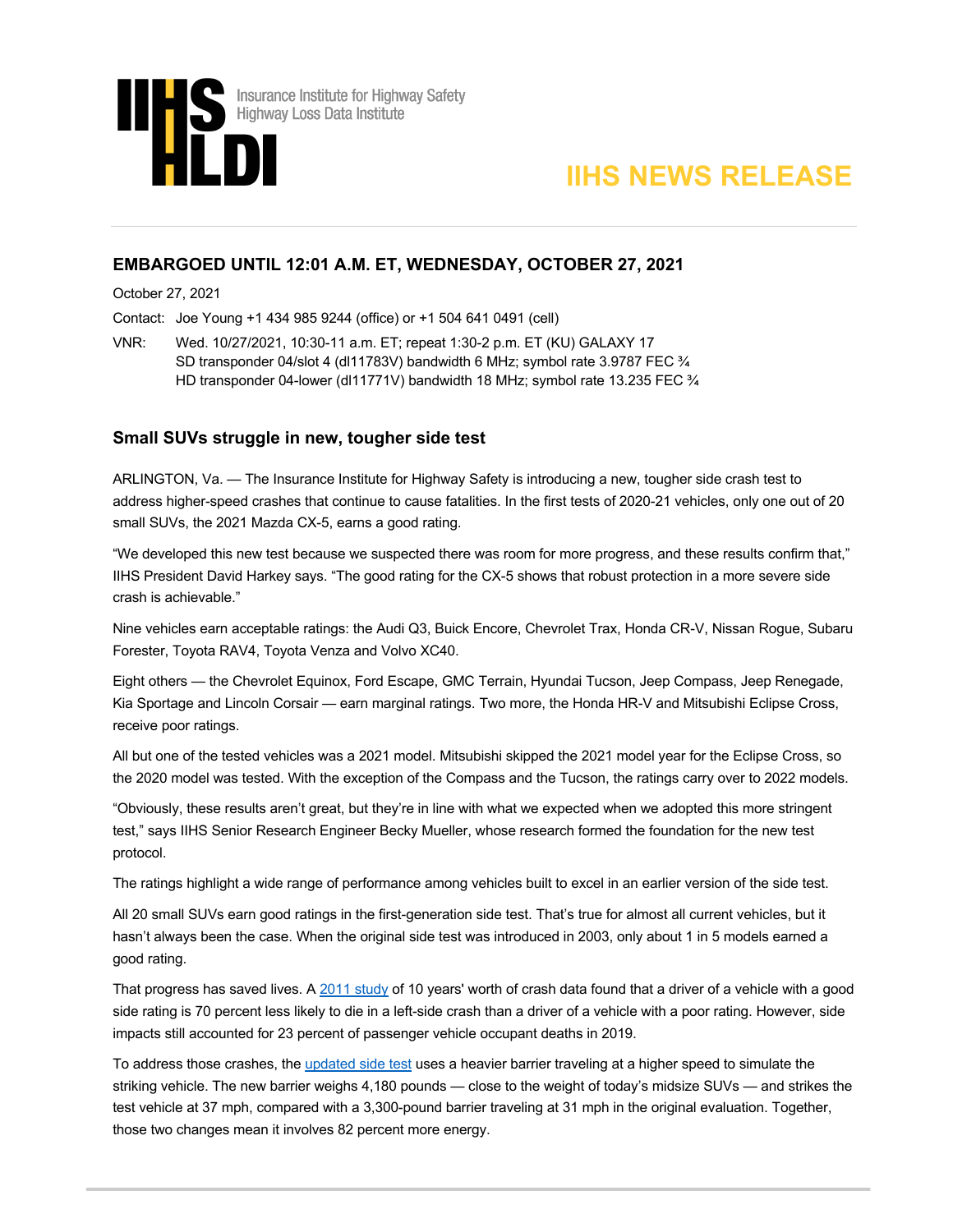IIHS HLDI

Insurance Institute for Highway Safety
Highway Loss Data Institute

# IIHS NEWS RELEASE

**EMBARGOED UNTIL 12:01 A.M. ET, WEDNESDAY, OCTOBER 27, 2021**

October 27, 2021

Contact: Joe Young +1 434 985 9244 (office) or +1 504 641 0491 (cell)

VNR: Wed. 10/27/2021, 10:30-11 a.m. ET; repeat 1:30-2 p.m. ET (KU) GALAXY 17
SD transponder 04/slot 4 (dl11783V) bandwidth 6 MHz; symbol rate 3.9787 FEC ¾
HD transponder 04-lower (dl11771V) bandwidth 18 MHz; symbol rate 13.235 FEC ¾

## Small SUVs struggle in new, tougher side test

ARLINGTON, Va. — The Insurance Institute for Highway Safety is introducing a new, tougher side crash test to address higher-speed crashes that continue to cause fatalities. In the first tests of 2020-21 vehicles, only one out of 20 small SUVs, the 2021 Mazda CX-5, earns a good rating.

"We developed this new test because we suspected there was room for more progress, and these results confirm that," IIHS President David Harkey says. "The good rating for the CX-5 shows that robust protection in a more severe side crash is achievable."

Nine vehicles earn acceptable ratings: the Audi Q3, Buick Encore, Chevrolet Trax, Honda CR-V, Nissan Rogue, Subaru Forester, Toyota RAV4, Toyota Venza and Volvo XC40.

Eight others — the Chevrolet Equinox, Ford Escape, GMC Terrain, Hyundai Tucson, Jeep Compass, Jeep Renegade, Kia Sportage and Lincoln Corsair — earn marginal ratings. Two more, the Honda HR-V and Mitsubishi Eclipse Cross, receive poor ratings.

All but one of the tested vehicles was a 2021 model. Mitsubishi skipped the 2021 model year for the Eclipse Cross, so the 2020 model was tested. With the exception of the Compass and the Tucson, the ratings carry over to 2022 models.

"Obviously, these results aren't great, but they're in line with what we expected when we adopted this more stringent test," says IIHS Senior Research Engineer Becky Mueller, whose research formed the foundation for the new test protocol.

The ratings highlight a wide range of performance among vehicles built to excel in an earlier version of the side test.

All 20 small SUVs earn good ratings in the first-generation side test. That's true for almost all current vehicles, but it hasn't always been the case. When the original side test was introduced in 2003, only about 1 in 5 models earned a good rating.

That progress has saved lives. A 2011 study of 10 years' worth of crash data found that a driver of a vehicle with a good side rating is 70 percent less likely to die in a left-side crash than a driver of a vehicle with a poor rating. However, side impacts still accounted for 23 percent of passenger vehicle occupant deaths in 2019.

To address those crashes, the updated side test uses a heavier barrier traveling at a higher speed to simulate the striking vehicle. The new barrier weighs 4,180 pounds — close to the weight of today's midsize SUVs — and strikes the test vehicle at 37 mph, compared with a 3,300-pound barrier traveling at 31 mph in the original evaluation. Together, those two changes mean it involves 82 percent more energy.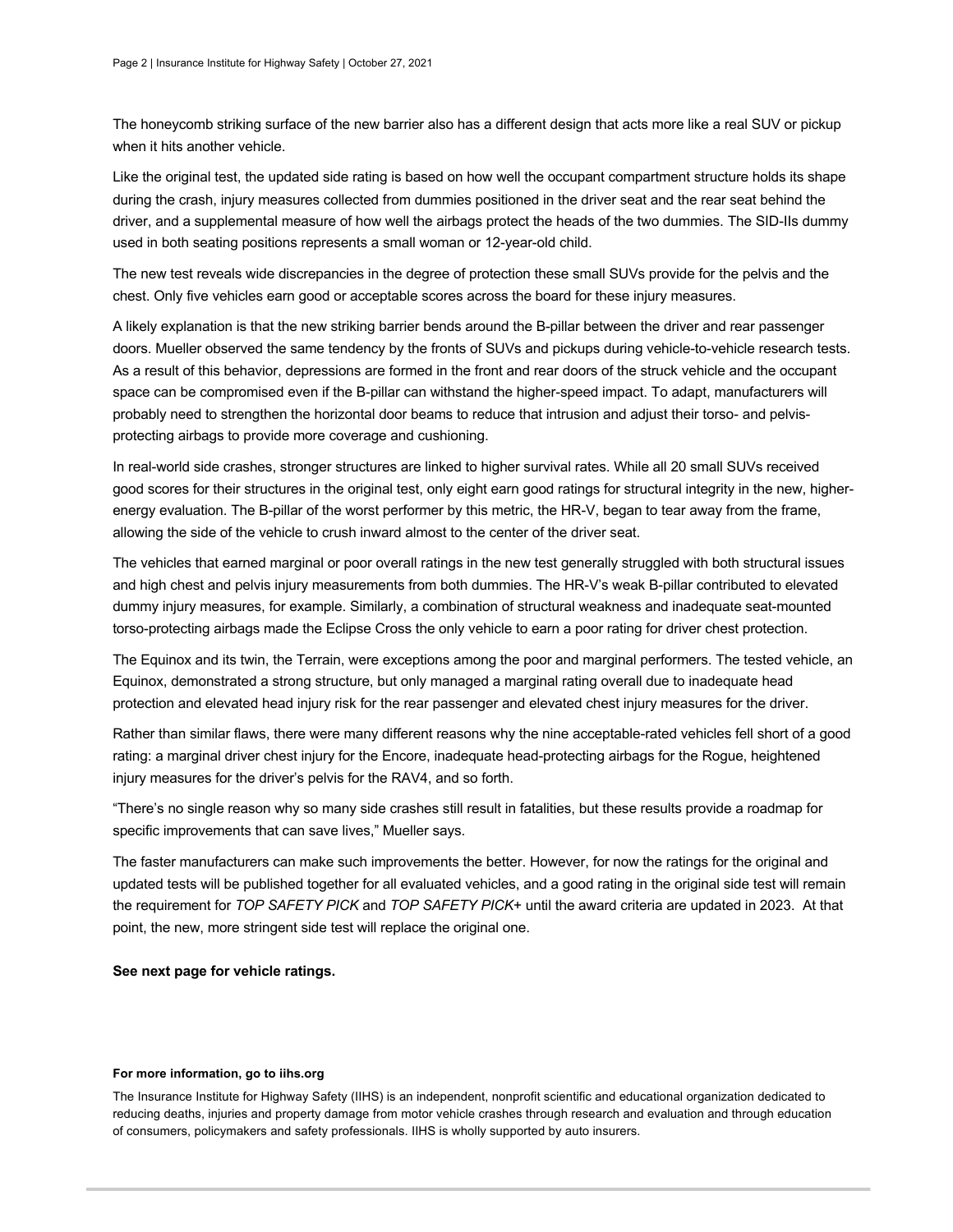The honeycomb striking surface of the new barrier also has a different design that acts more like a real SUV or pickup when it hits another vehicle.

Like the original test, the updated side rating is based on how well the occupant compartment structure holds its shape during the crash, injury measures collected from dummies positioned in the driver seat and the rear seat behind the driver, and a supplemental measure of how well the airbags protect the heads of the two dummies. The SID-IIs dummy used in both seating positions represents a small woman or 12-year-old child.

The new test reveals wide discrepancies in the degree of protection these small SUVs provide for the pelvis and the chest. Only five vehicles earn good or acceptable scores across the board for these injury measures.

A likely explanation is that the new striking barrier bends around the B-pillar between the driver and rear passenger doors. Mueller observed the same tendency by the fronts of SUVs and pickups during vehicle-to-vehicle research tests. As a result of this behavior, depressions are formed in the front and rear doors of the struck vehicle and the occupant space can be compromised even if the B-pillar can withstand the higher-speed impact. To adapt, manufacturers will probably need to strengthen the horizontal door beams to reduce that intrusion and adjust their torso- and pelvis-protecting airbags to provide more coverage and cushioning.

In real-world side crashes, stronger structures are linked to higher survival rates. While all 20 small SUVs received good scores for their structures in the original test, only eight earn good ratings for structural integrity in the new, higher-energy evaluation. The B-pillar of the worst performer by this metric, the HR-V, began to tear away from the frame, allowing the side of the vehicle to crush inward almost to the center of the driver seat.

The vehicles that earned marginal or poor overall ratings in the new test generally struggled with both structural issues and high chest and pelvis injury measurements from both dummies. The HR-V's weak B-pillar contributed to elevated dummy injury measures, for example. Similarly, a combination of structural weakness and inadequate seat-mounted torso-protecting airbags made the Eclipse Cross the only vehicle to earn a poor rating for driver chest protection.

The Equinox and its twin, the Terrain, were exceptions among the poor and marginal performers. The tested vehicle, an Equinox, demonstrated a strong structure, but only managed a marginal rating overall due to inadequate head protection and elevated head injury risk for the rear passenger and elevated chest injury measures for the driver.

Rather than similar flaws, there were many different reasons why the nine acceptable-rated vehicles fell short of a good rating: a marginal driver chest injury for the Encore, inadequate head-protecting airbags for the Rogue, heightened injury measures for the driver's pelvis for the RAV4, and so forth.

"There's no single reason why so many side crashes still result in fatalities, but these results provide a roadmap for specific improvements that can save lives," Mueller says.

The faster manufacturers can make such improvements the better. However, for now the ratings for the original and updated tests will be published together for all evaluated vehicles, and a good rating in the original side test will remain the requirement for *TOP SAFETY PICK* and *TOP SAFETY PICK+* until the award criteria are updated in 2023. At that point, the new, more stringent side test will replace the original one.

**See next page for vehicle ratings.**

**For more information, go to iihs.org**

The Insurance Institute for Highway Safety (IIHS) is an independent, nonprofit scientific and educational organization dedicated to reducing deaths, injuries and property damage from motor vehicle crashes through research and evaluation and through education of consumers, policymakers and safety professionals. IIHS is wholly supported by auto insurers.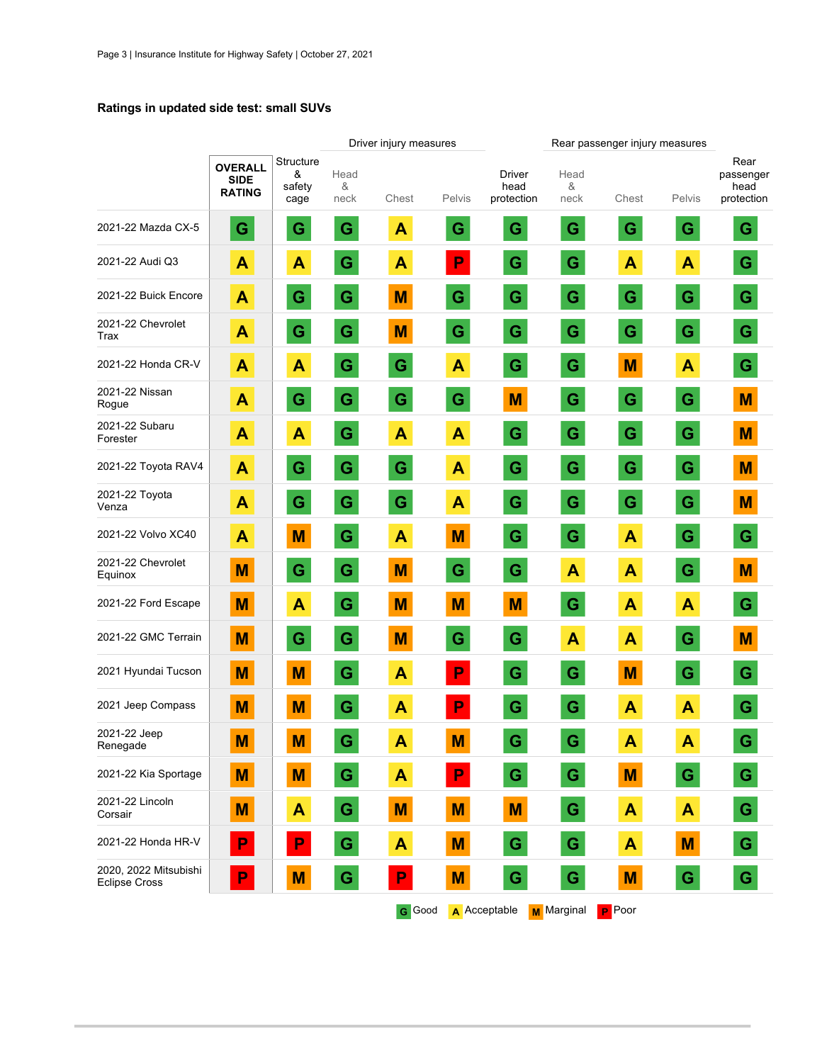### Ratings in updated side test: small SUVs

| | OVERALL SIDE RATING | Structure & safety cage | Driver injury measures | | | Driver head protection | Rear passenger injury measures | | | Rear passenger head protection |
|---|---|---|---|---|---|---|---|---|---|---|
| | | | Head & neck | Chest | Pelvis | | Head & neck | Chest | Pelvis | |
| 2021-22 Mazda CX-5 | G | G | G | A | G | G | G | G | G | G |
| 2021-22 Audi Q3 | A | A | G | A | P | G | G | A | A | G |
| 2021-22 Buick Encore | A | G | G | M | G | G | G | G | G | G |
| 2021-22 Chevrolet Trax | A | G | G | M | G | G | G | G | G | G |
| 2021-22 Honda CR-V | A | A | G | G | A | G | G | M | A | G |
| 2021-22 Nissan Rogue | A | G | G | G | G | M | G | G | G | M |
| 2021-22 Subaru Forester | A | A | G | A | A | G | G | G | G | M |
| 2021-22 Toyota RAV4 | A | G | G | G | A | G | G | G | G | M |
| 2021-22 Toyota Venza | A | G | G | G | A | G | G | G | G | M |
| 2021-22 Volvo XC40 | A | M | G | A | M | G | G | A | G | G |
| 2021-22 Chevrolet Equinox | M | G | G | M | G | G | A | A | G | M |
| 2021-22 Ford Escape | M | A | G | M | M | M | G | A | A | G |
| 2021-22 GMC Terrain | M | G | G | M | G | G | A | A | G | M |
| 2021 Hyundai Tucson | M | M | G | A | P | G | G | M | G | G |
| 2021 Jeep Compass | M | M | G | A | P | G | G | A | A | G |
| 2021-22 Jeep Renegade | M | M | G | A | M | G | G | A | A | G |
| 2021-22 Kia Sportage | M | M | G | A | P | G | G | M | G | G |
| 2021-22 Lincoln Corsair | M | A | G | M | M | M | G | A | A | G |
| 2021-22 Honda HR-V | P | P | G | A | M | G | G | A | M | G |
| 2020, 2022 Mitsubishi Eclipse Cross | P | M | G | P | M | G | G | M | G | G |

G Good A Acceptable M Marginal P Poor